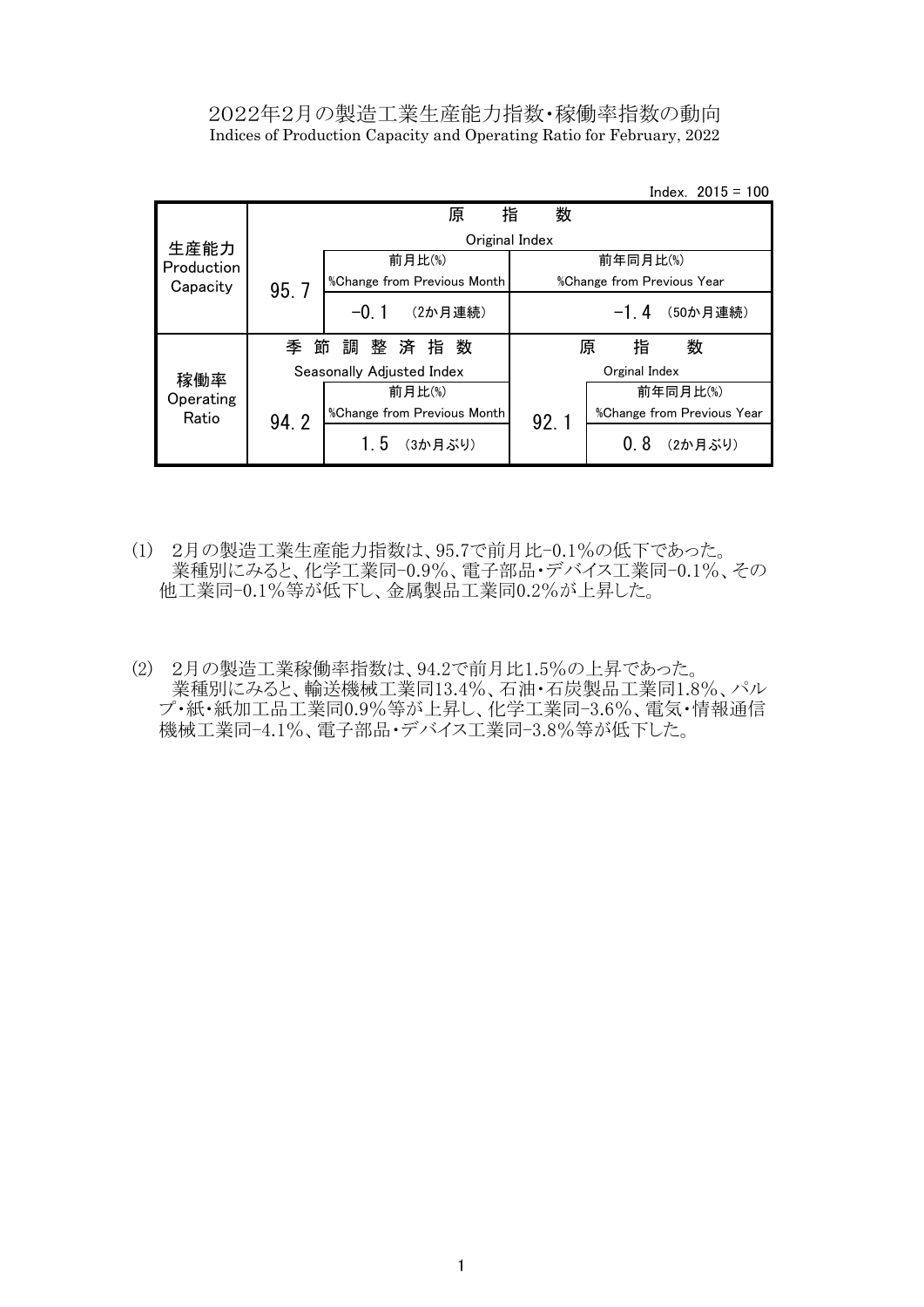# 2022年2月の製造工業生産能力指数・稼働率指数の動向

Indices of Production Capacity and Operating Ratio for February, 2022

Index. 2015 = 100

| | 原指数 Original Index | | |
|---|---|---|---|
| | | 前月比(%) %Change from Previous Month | 前年同月比(%) %Change from Previous Year |
| 生産能力 Production Capacity | 95.7 | -0.1 （2か月連続） | -1.4 （50か月連続） |

| | 季節調整済指数 Seasonally Adjusted Index | | 原指数 Orginal Index | |
|---|---|---|---|---|
| | | 前月比(%) %Change from Previous Month | | 前年同月比(%) %Change from Previous Year |
| 稼働率 Operating Ratio | 94.2 | 1.5 （3か月ぶり） | 92.1 | 0.8 （2か月ぶり） |

(1) 2月の製造工業生産能力指数は、95.7で前月比-0.1%の低下であった。
業種別にみると、化学工業同-0.9%、電子部品・デバイス工業同-0.1%、その他工業同-0.1%等が低下し、金属製品工業同0.2%が上昇した。

(2) 2月の製造工業稼働率指数は、94.2で前月比1.5%の上昇であった。
業種別にみると、輸送機械工業同13.4%、石油・石炭製品工業同1.8%、パルプ・紙・紙加工品工業同0.9%等が上昇し、化学工業同-3.6%、電気・情報通信機械工業同-4.1%、電子部品・デバイス工業同-3.8%等が低下した。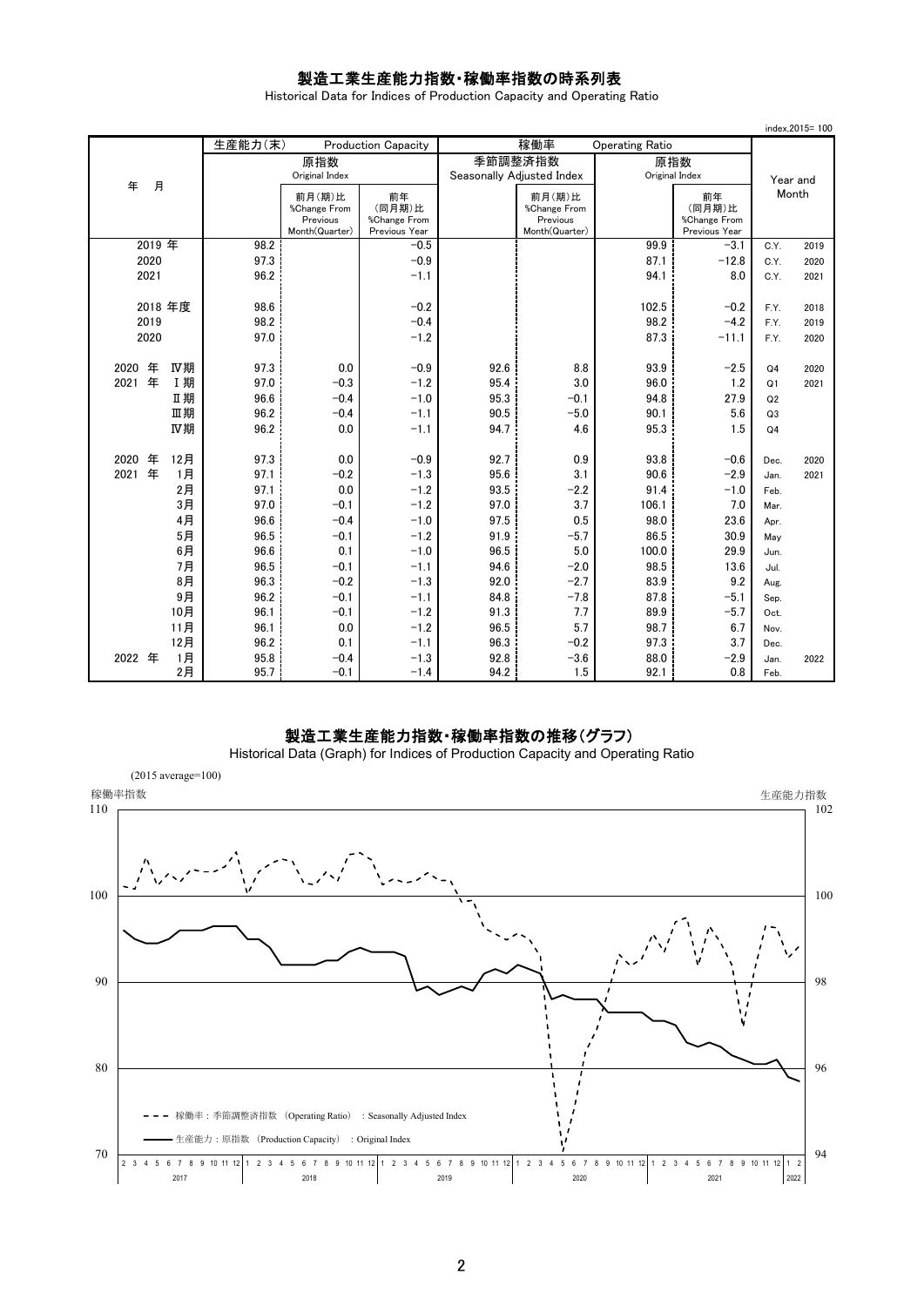# 製造工業生産能力指数・稼働率指数の時系列表

Historical Data for Indices of Production Capacity and Operating Ratio

index,2015= 100

| 年　月 | 生産能力(末) Production Capacity 原指数 Original Index | 前月(期)比 %Change From Previous Month(Quarter) | 前年(同月期)比 %Change From Previous Year | 稼働率 Operating Ratio 季節調整済指数 Seasonally Adjusted Index | 前月(期)比 %Change From Previous Month(Quarter) | 原指数 Original Index | 前年(同月期)比 %Change From Previous Year | Year and Month | |
|---|---|---|---|---|---|---|---|---|---|
| 2019 年 | 98.2 | | −0.5 | | | 99.9 | −3.1 | C.Y. | 2019 |
| 2020 | 97.3 | | −0.9 | | | 87.1 | −12.8 | C.Y. | 2020 |
| 2021 | 96.2 | | −1.1 | | | 94.1 | 8.0 | C.Y. | 2021 |
| 2018 年度 | 98.6 | | −0.2 | | | 102.5 | −0.2 | F.Y. | 2018 |
| 2019 | 98.2 | | −0.4 | | | 98.2 | −4.2 | F.Y. | 2019 |
| 2020 | 97.0 | | −1.2 | | | 87.3 | −11.1 | F.Y. | 2020 |
| 2020 年 Ⅳ期 | 97.3 | 0.0 | −0.9 | 92.6 | 8.8 | 93.9 | −2.5 | Q4 | 2020 |
| 2021 年 Ⅰ期 | 97.0 | −0.3 | −1.2 | 95.4 | 3.0 | 96.0 | 1.2 | Q1 | 2021 |
| Ⅱ期 | 96.6 | −0.4 | −1.0 | 95.3 | −0.1 | 94.8 | 27.9 | Q2 | |
| Ⅲ期 | 96.2 | −0.4 | −1.1 | 90.5 | −5.0 | 90.1 | 5.6 | Q3 | |
| Ⅳ期 | 96.2 | 0.0 | −1.1 | 94.7 | 4.6 | 95.3 | 1.5 | Q4 | |
| 2020 年 12月 | 97.3 | 0.0 | −0.9 | 92.7 | 0.9 | 93.8 | −0.6 | Dec. | 2020 |
| 2021 年 1月 | 97.1 | −0.2 | −1.3 | 95.6 | 3.1 | 90.6 | −2.9 | Jan. | 2021 |
| 2月 | 97.1 | 0.0 | −1.2 | 93.5 | −2.2 | 91.4 | −1.0 | Feb. | |
| 3月 | 97.0 | −0.1 | −1.2 | 97.0 | 3.7 | 106.1 | 7.0 | Mar. | |
| 4月 | 96.6 | −0.4 | −1.0 | 97.5 | 0.5 | 98.0 | 23.6 | Apr. | |
| 5月 | 96.5 | −0.1 | −1.2 | 91.9 | −5.7 | 86.5 | 30.9 | May | |
| 6月 | 96.6 | 0.1 | −1.0 | 96.5 | 5.0 | 100.0 | 29.9 | Jun. | |
| 7月 | 96.5 | −0.1 | −1.1 | 94.6 | −2.0 | 98.5 | 13.6 | Jul. | |
| 8月 | 96.3 | −0.2 | −1.3 | 92.0 | −2.7 | 83.9 | 9.2 | Aug. | |
| 9月 | 96.2 | −0.1 | −1.1 | 84.8 | −7.8 | 87.8 | −5.1 | Sep. | |
| 10月 | 96.1 | −0.1 | −1.2 | 91.3 | 7.7 | 89.9 | −5.7 | Oct. | |
| 11月 | 96.1 | 0.0 | −1.2 | 96.5 | 5.7 | 98.7 | 6.7 | Nov. | |
| 12月 | 96.2 | 0.1 | −1.1 | 96.3 | −0.2 | 97.3 | 3.7 | Dec. | |
| 2022 年 1月 | 95.8 | −0.4 | −1.3 | 92.8 | −3.6 | 88.0 | −2.9 | Jan. | 2022 |
| 2月 | 95.7 | −0.1 | −1.4 | 94.2 | 1.5 | 92.1 | 0.8 | Feb. | |

# 製造工業生産能力指数・稼働率指数の推移(グラフ)

Historical Data (Graph) for Indices of Production Capacity and Operating Ratio

(2015 average=100)

稼働率指数 / 生産能力指数

- - - 稼働率：季節調整済指数 (Operating Ratio) : Seasonally Adjusted Index

—— 生産能力：原指数 (Production Capacity) : Original Index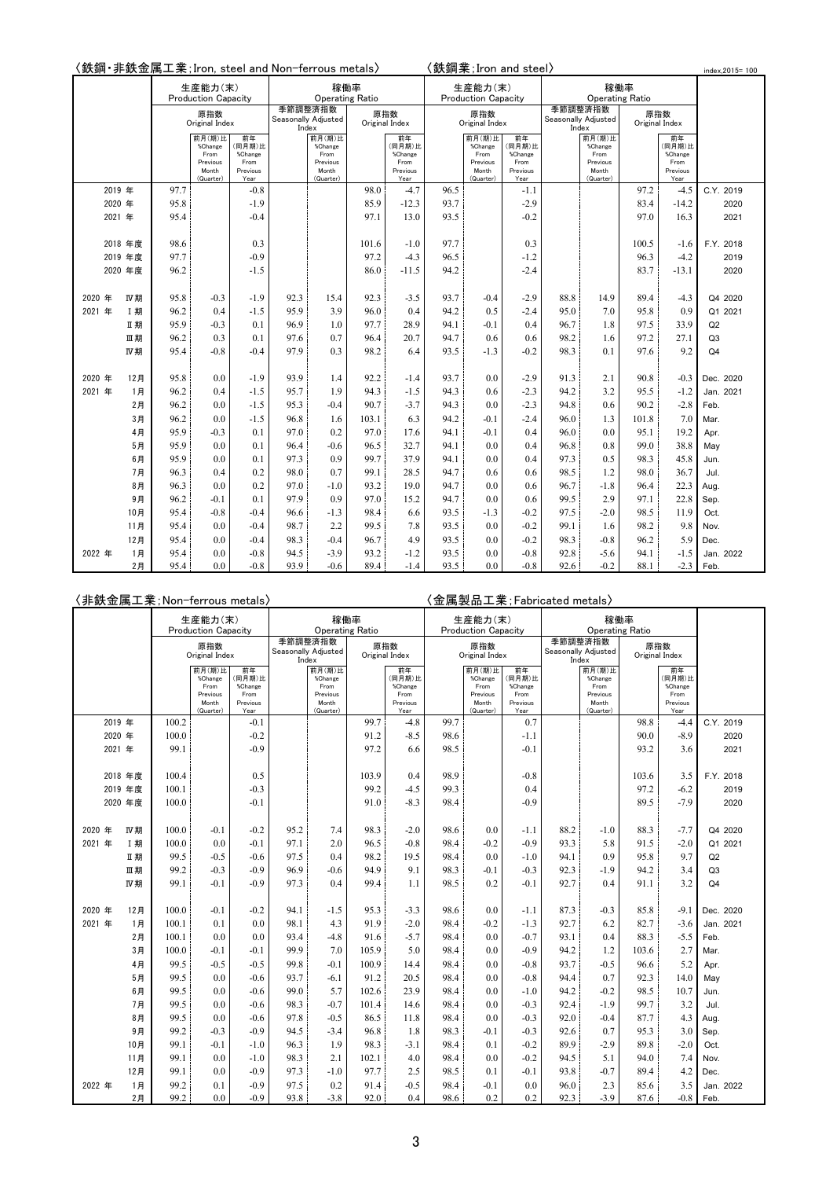〈鉄鋼・非鉄金属工業;Iron, steel and Non-ferrous metals〉　〈鉄鋼業;Iron and steel〉

index,2015= 100

| | 生産能力(末) Production Capacity | | | 稼働率 Operating Ratio | | | | 生産能力(末) Production Capacity | | | 稼働率 Operating Ratio | | | | |
|---|---|---|---|---|---|---|---|---|---|---|---|---|---|---|---|
| | 原指数 Original Index | | | 季節調整済指数 Seasonally Adjusted Index | | 原指数 Original Index | | 原指数 Original Index | | | 季節調整済指数 Seasonally Adjusted Index | | 原指数 Original Index | | |
| | | 前月(期)比 %Change From Previous Month (Quarter) | 前年(同月期)比 %Change From Previous Year | | 前月(期)比 %Change From Previous Month (Quarter) | | 前年(同月期)比 %Change From Previous Year | | 前月(期)比 %Change From Previous Month (Quarter) | 前年(同月期)比 %Change From Previous Year | | 前月(期)比 %Change From Previous Month (Quarter) | | 前年(同月期)比 %Change From Previous Year | |
| 2019 年 | 97.7 | | -0.8 | | | 98.0 | -4.7 | 96.5 | | -1.1 | | | 97.2 | -4.5 | C.Y. 2019 |
| 2020 年 | 95.8 | | -1.9 | | | 85.9 | -12.3 | 93.7 | | -2.9 | | | 83.4 | -14.2 | 2020 |
| 2021 年 | 95.4 | | -0.4 | | | 97.1 | 13.0 | 93.5 | | -0.2 | | | 97.0 | 16.3 | 2021 |
| 2018 年度 | 98.6 | | 0.3 | | | 101.6 | -1.0 | 97.7 | | 0.3 | | | 100.5 | -1.6 | F.Y. 2018 |
| 2019 年度 | 97.7 | | -0.9 | | | 97.2 | -4.3 | 96.5 | | -1.2 | | | 96.3 | -4.2 | 2019 |
| 2020 年度 | 96.2 | | -1.5 | | | 86.0 | -11.5 | 94.2 | | -2.4 | | | 83.7 | -13.1 | 2020 |
| 2020 年 Ⅳ期 | 95.8 | -0.3 | -1.9 | 92.3 | 15.4 | 92.3 | -3.5 | 93.7 | -0.4 | -2.9 | 88.8 | 14.9 | 89.4 | -4.3 | Q4 2020 |
| 2021 年 Ⅰ期 | 96.2 | 0.4 | -1.5 | 95.9 | 3.9 | 96.0 | 0.4 | 94.2 | 0.5 | -2.4 | 95.0 | 7.0 | 95.8 | 0.9 | Q1 2021 |
| Ⅱ期 | 95.9 | -0.3 | 0.1 | 96.9 | 1.0 | 97.7 | 28.9 | 94.1 | -0.1 | 0.4 | 96.7 | 1.8 | 97.5 | 33.9 | Q2 |
| Ⅲ期 | 96.2 | 0.3 | 0.1 | 97.6 | 0.7 | 96.4 | 20.7 | 94.7 | 0.6 | 0.6 | 98.2 | 1.6 | 97.2 | 27.1 | Q3 |
| Ⅳ期 | 95.4 | -0.8 | -0.4 | 97.9 | 0.3 | 98.2 | 6.4 | 93.5 | -1.3 | -0.2 | 98.3 | 0.1 | 97.6 | 9.2 | Q4 |
| 2020 年 12月 | 95.8 | 0.0 | -1.9 | 93.9 | 1.4 | 92.2 | -1.4 | 93.7 | 0.0 | -2.9 | 91.3 | 2.1 | 90.8 | -0.3 | Dec. 2020 |
| 2021 年 1月 | 96.2 | 0.4 | -1.5 | 95.7 | 1.9 | 94.3 | -1.5 | 94.3 | 0.6 | -2.3 | 94.2 | 3.2 | 95.5 | -1.2 | Jan. 2021 |
| 2月 | 96.2 | 0.0 | -1.5 | 95.3 | -0.4 | 90.7 | -3.7 | 94.3 | 0.0 | -2.3 | 94.8 | 0.6 | 90.2 | -2.8 | Feb. |
| 3月 | 96.2 | 0.0 | -1.5 | 96.8 | 1.6 | 103.1 | 6.3 | 94.2 | -0.1 | -2.4 | 96.0 | 1.3 | 101.8 | 7.0 | Mar. |
| 4月 | 95.9 | -0.3 | 0.1 | 97.0 | 0.2 | 97.0 | 17.6 | 94.1 | -0.1 | 0.4 | 96.0 | 0.0 | 95.1 | 19.2 | Apr. |
| 5月 | 95.9 | 0.0 | 0.1 | 96.4 | -0.6 | 96.5 | 32.7 | 94.1 | 0.0 | 0.4 | 96.8 | 0.8 | 99.0 | 38.8 | May |
| 6月 | 95.9 | 0.0 | 0.1 | 97.3 | 0.9 | 99.7 | 37.9 | 94.1 | 0.0 | 0.4 | 97.3 | 0.5 | 98.3 | 45.8 | Jun. |
| 7月 | 96.3 | 0.4 | 0.2 | 98.0 | 0.7 | 99.1 | 28.5 | 94.7 | 0.6 | 0.6 | 98.5 | 1.2 | 98.0 | 36.7 | Jul. |
| 8月 | 96.3 | 0.0 | 0.2 | 97.0 | -1.0 | 93.2 | 19.0 | 94.7 | 0.0 | 0.6 | 96.7 | -1.8 | 96.4 | 22.3 | Aug. |
| 9月 | 96.2 | -0.1 | 0.1 | 97.9 | 0.9 | 97.0 | 15.2 | 94.7 | 0.0 | 0.6 | 99.5 | 2.9 | 97.1 | 22.8 | Sep. |
| 10月 | 95.4 | -0.8 | -0.4 | 96.6 | -1.3 | 98.4 | 6.6 | 93.5 | -1.3 | -0.2 | 97.5 | -2.0 | 98.5 | 11.9 | Oct. |
| 11月 | 95.4 | 0.0 | -0.4 | 98.7 | 2.2 | 99.5 | 7.8 | 93.5 | 0.0 | -0.2 | 99.1 | 1.6 | 98.2 | 9.8 | Nov. |
| 12月 | 95.4 | 0.0 | -0.4 | 98.3 | -0.4 | 96.7 | 4.9 | 93.5 | 0.0 | -0.2 | 98.3 | -0.8 | 96.2 | 5.9 | Dec. |
| 2022 年 1月 | 95.4 | 0.0 | -0.8 | 94.5 | -3.9 | 93.2 | -1.2 | 93.5 | 0.0 | -0.8 | 92.8 | -5.6 | 94.1 | -1.5 | Jan. 2022 |
| 2月 | 95.4 | 0.0 | -0.8 | 93.9 | -0.6 | 89.4 | -1.4 | 93.5 | 0.0 | -0.8 | 92.6 | -0.2 | 88.1 | -2.3 | Feb. |

〈非鉄金属工業;Non-ferrous metals〉　〈金属製品工業;Fabricated metals〉

| | 生産能力(末) Production Capacity | | | 稼働率 Operating Ratio | | | | 生産能力(末) Production Capacity | | | 稼働率 Operating Ratio | | | | |
|---|---|---|---|---|---|---|---|---|---|---|---|---|---|---|---|
| | 原指数 Original Index | | | 季節調整済指数 Seasonally Adjusted Index | | 原指数 Original Index | | 原指数 Original Index | | | 季節調整済指数 Seasonally Adjusted Index | | 原指数 Original Index | | |
| | | 前月(期)比 %Change From Previous Month (Quarter) | 前年(同月期)比 %Change From Previous Year | | 前月(期)比 %Change From Previous Month (Quarter) | | 前年(同月期)比 %Change From Previous Year | | 前月(期)比 %Change From Previous Month (Quarter) | 前年(同月期)比 %Change From Previous Year | | 前月(期)比 %Change From Previous Month (Quarter) | | 前年(同月期)比 %Change From Previous Year | |
| 2019 年 | 100.2 | | -0.1 | | | 99.7 | -4.8 | 99.7 | | 0.7 | | | 98.8 | -4.4 | C.Y. 2019 |
| 2020 年 | 100.0 | | -0.2 | | | 91.2 | -8.5 | 98.6 | | -1.1 | | | 90.0 | -8.9 | 2020 |
| 2021 年 | 99.1 | | -0.9 | | | 97.2 | 6.6 | 98.5 | | -0.1 | | | 93.2 | 3.6 | 2021 |
| 2018 年度 | 100.4 | | 0.5 | | | 103.9 | 0.4 | 98.9 | | -0.8 | | | 103.6 | 3.5 | F.Y. 2018 |
| 2019 年度 | 100.1 | | -0.3 | | | 99.2 | -4.5 | 99.3 | | 0.4 | | | 97.2 | -6.2 | 2019 |
| 2020 年度 | 100.0 | | -0.1 | | | 91.0 | -8.3 | 98.4 | | -0.9 | | | 89.5 | -7.9 | 2020 |
| 2020 年 Ⅳ期 | 100.0 | -0.1 | -0.2 | 95.2 | 7.4 | 98.3 | -2.0 | 98.6 | 0.0 | -1.1 | 88.2 | -1.0 | 88.3 | -7.7 | Q4 2020 |
| 2021 年 Ⅰ期 | 100.0 | 0.0 | -0.1 | 97.1 | 2.0 | 96.5 | -0.8 | 98.4 | -0.2 | -0.9 | 93.3 | 5.8 | 91.5 | -2.0 | Q1 2021 |
| Ⅱ期 | 99.5 | -0.5 | -0.6 | 97.5 | 0.4 | 98.2 | 19.5 | 98.4 | 0.0 | -1.0 | 94.1 | 0.9 | 95.8 | 9.7 | Q2 |
| Ⅲ期 | 99.2 | -0.3 | -0.9 | 96.9 | -0.6 | 94.9 | 9.1 | 98.3 | -0.1 | -0.3 | 92.3 | -1.9 | 94.2 | 3.4 | Q3 |
| Ⅳ期 | 99.1 | -0.1 | -0.9 | 97.3 | 0.4 | 99.4 | 1.1 | 98.5 | 0.2 | -0.1 | 92.7 | 0.4 | 91.1 | 3.2 | Q4 |
| 2020 年 12月 | 100.0 | -0.1 | -0.2 | 94.1 | -1.5 | 95.3 | -3.3 | 98.6 | 0.0 | -1.1 | 87.3 | -0.3 | 85.8 | -9.1 | Dec. 2020 |
| 2021 年 1月 | 100.1 | 0.1 | 0.0 | 98.1 | 4.3 | 91.9 | -2.0 | 98.4 | -0.2 | -1.3 | 92.7 | 6.2 | 82.7 | -3.6 | Jan. 2021 |
| 2月 | 100.1 | 0.0 | 0.0 | 93.4 | -4.8 | 91.6 | -5.7 | 98.4 | 0.0 | -0.7 | 93.1 | 0.4 | 88.3 | -5.5 | Feb. |
| 3月 | 100.0 | -0.1 | -0.1 | 99.9 | 7.0 | 105.9 | 5.0 | 98.4 | 0.0 | -0.9 | 94.2 | 1.2 | 103.6 | 2.7 | Mar. |
| 4月 | 99.5 | -0.5 | -0.5 | 99.8 | -0.1 | 100.9 | 14.4 | 98.4 | 0.0 | -0.8 | 93.7 | -0.5 | 96.6 | 5.2 | Apr. |
| 5月 | 99.5 | 0.0 | -0.6 | 93.7 | -6.1 | 91.2 | 20.5 | 98.4 | 0.0 | -0.8 | 94.4 | 0.7 | 92.3 | 14.0 | May |
| 6月 | 99.5 | 0.0 | -0.6 | 99.0 | 5.7 | 102.6 | 23.9 | 98.4 | 0.0 | -1.0 | 94.2 | -0.2 | 98.5 | 10.7 | Jun. |
| 7月 | 99.5 | 0.0 | -0.6 | 98.3 | -0.7 | 101.4 | 14.6 | 98.4 | 0.0 | -0.3 | 92.4 | -1.9 | 99.7 | 3.2 | Jul. |
| 8月 | 99.5 | 0.0 | -0.6 | 97.8 | -0.5 | 86.5 | 11.8 | 98.4 | 0.0 | -0.3 | 92.0 | -0.4 | 87.7 | 4.3 | Aug. |
| 9月 | 99.2 | -0.3 | -0.9 | 94.5 | -3.4 | 96.8 | 1.8 | 98.3 | -0.1 | -0.3 | 92.6 | 0.7 | 95.3 | 3.0 | Sep. |
| 10月 | 99.1 | -0.1 | -1.0 | 96.3 | 1.9 | 98.3 | -3.1 | 98.4 | 0.1 | -0.2 | 89.9 | -2.9 | 89.8 | -2.0 | Oct. |
| 11月 | 99.1 | 0.0 | -1.0 | 98.3 | 2.1 | 102.1 | 4.0 | 98.4 | 0.0 | -0.2 | 94.5 | 5.1 | 94.0 | 7.4 | Nov. |
| 12月 | 99.1 | 0.0 | -0.9 | 97.3 | -1.0 | 97.7 | 2.5 | 98.5 | 0.1 | -0.1 | 93.8 | -0.7 | 89.4 | 4.2 | Dec. |
| 2022 年 1月 | 99.2 | 0.1 | -0.9 | 97.5 | 0.2 | 91.4 | -0.5 | 98.4 | -0.1 | 0.0 | 96.0 | 2.3 | 85.6 | 3.5 | Jan. 2022 |
| 2月 | 99.2 | 0.0 | -0.9 | 93.8 | -3.8 | 92.0 | 0.4 | 98.6 | 0.2 | 0.2 | 92.3 | -3.9 | 87.6 | -0.8 | Feb. |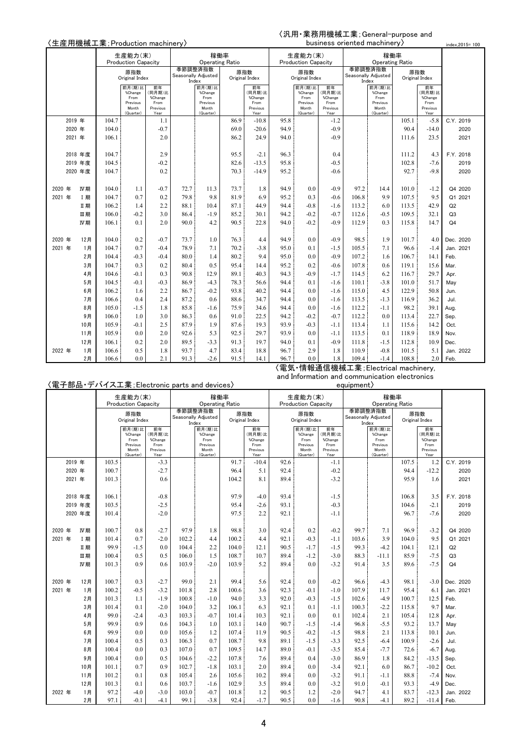index,2015= 100

〈生産用機械工業;Production machinery〉 / 〈汎用・業務用機械工業;General-purpose and business oriented machinery〉

| | 生産能力(末) Production Capacity 原指数 Original Index | 前月(期)比 %Change From Previous Month (Quarter) | 前年(同月期)比 %Change From Previous Year | 稼働率 Operating Ratio 季節調整済指数 Seasonally Adjusted Index | 前月(期)比 %Change From Previous Month (Quarter) | 原指数 Original Index | 前年(同月期)比 %Change From Previous Year | 生産能力(末) Production Capacity 原指数 Original Index | 前月(期)比 %Change From Previous Month (Quarter) | 前年(同月期)比 %Change From Previous Year | 稼働率 Operating Ratio 季節調整済指数 Seasonally Adjusted Index | 前月(期)比 %Change From Previous Month (Quarter) | 原指数 Original Index | 前年(同月期)比 %Change From Previous Year | |
|---|---|---|---|---|---|---|---|---|---|---|---|---|---|---|---|
| 2019 年 | 104.7 | | 1.1 | | | 86.9 | -10.8 | 95.8 | | -1.2 | | | 105.1 | -5.8 | C.Y. 2019 |
| 2020 年 | 104.0 | | -0.7 | | | 69.0 | -20.6 | 94.9 | | -0.9 | | | 90.4 | -14.0 | 2020 |
| 2021 年 | 106.1 | | 2.0 | | | 86.2 | 24.9 | 94.0 | | -0.9 | | | 111.6 | 23.5 | 2021 |
| 2018 年度 | 104.7 | | 2.9 | | | 95.5 | -2.1 | 96.3 | | 0.4 | | | 111.2 | 4.3 | F.Y. 2018 |
| 2019 年度 | 104.5 | | -0.2 | | | 82.6 | -13.5 | 95.8 | | -0.5 | | | 102.8 | -7.6 | 2019 |
| 2020 年度 | 104.7 | | 0.2 | | | 70.3 | -14.9 | 95.2 | | -0.6 | | | 92.7 | -9.8 | 2020 |
| 2020 年 Ⅳ期 | 104.0 | 1.1 | -0.7 | 72.7 | 11.3 | 73.7 | 1.8 | 94.9 | 0.0 | -0.9 | 97.2 | 14.4 | 101.0 | -1.2 | Q4 2020 |
| 2021 年 Ⅰ期 | 104.7 | 0.7 | 0.2 | 79.8 | 9.8 | 81.9 | 6.9 | 95.2 | 0.3 | -0.6 | 106.8 | 9.9 | 107.5 | 9.5 | Q1 2021 |
| Ⅱ期 | 106.2 | 1.4 | 2.2 | 88.1 | 10.4 | 87.1 | 44.9 | 94.4 | -0.8 | -1.6 | 113.2 | 6.0 | 113.5 | 42.9 | Q2 |
| Ⅲ期 | 106.0 | -0.2 | 3.0 | 86.4 | -1.9 | 85.2 | 30.1 | 94.2 | -0.2 | -0.7 | 112.6 | -0.5 | 109.5 | 32.1 | Q3 |
| Ⅳ期 | 106.1 | 0.1 | 2.0 | 90.0 | 4.2 | 90.5 | 22.8 | 94.0 | -0.2 | -0.9 | 112.9 | 0.3 | 115.8 | 14.7 | Q4 |
| 2020 年 12月 | 104.0 | 0.2 | -0.7 | 73.7 | 1.0 | 76.3 | 4.4 | 94.9 | 0.0 | -0.9 | 98.5 | 1.9 | 101.7 | 4.0 | Dec. 2020 |
| 2021 年 1月 | 104.7 | 0.7 | -0.4 | 78.9 | 7.1 | 70.2 | -3.8 | 95.0 | 0.1 | -1.5 | 105.5 | 7.1 | 96.6 | -1.4 | Jan. 2021 |
| 2月 | 104.4 | -0.3 | -0.4 | 80.0 | 1.4 | 80.2 | 9.4 | 95.0 | 0.0 | -0.9 | 107.2 | 1.6 | 106.7 | 14.1 | Feb. |
| 3月 | 104.7 | 0.3 | 0.2 | 80.4 | 0.5 | 95.4 | 14.4 | 95.2 | 0.2 | -0.6 | 107.8 | 0.6 | 119.1 | 15.6 | Mar. |
| 4月 | 104.6 | -0.1 | 0.3 | 90.8 | 12.9 | 89.1 | 40.3 | 94.3 | -0.9 | -1.7 | 114.5 | 6.2 | 116.7 | 29.7 | Apr. |
| 5月 | 104.5 | -0.1 | -0.3 | 86.9 | -4.3 | 78.3 | 56.6 | 94.4 | 0.1 | -1.6 | 110.1 | -3.8 | 101.0 | 51.7 | May |
| 6月 | 106.2 | 1.6 | 2.2 | 86.7 | -0.2 | 93.8 | 40.2 | 94.4 | 0.0 | -1.6 | 115.0 | 4.5 | 122.9 | 50.8 | Jun. |
| 7月 | 106.6 | 0.4 | 2.4 | 87.2 | 0.6 | 88.6 | 34.7 | 94.4 | 0.0 | -1.6 | 113.5 | -1.3 | 116.9 | 36.2 | Jul. |
| 8月 | 105.0 | -1.5 | 1.8 | 85.8 | -1.6 | 75.9 | 34.6 | 94.4 | 0.0 | -1.6 | 112.2 | -1.1 | 98.2 | 39.1 | Aug. |
| 9月 | 106.0 | 1.0 | 3.0 | 86.3 | 0.6 | 91.0 | 22.5 | 94.2 | -0.2 | -0.7 | 112.2 | 0.0 | 113.4 | 22.7 | Sep. |
| 10月 | 105.9 | -0.1 | 2.5 | 87.9 | 1.9 | 87.6 | 19.3 | 93.9 | -0.3 | -1.1 | 113.4 | 1.1 | 115.6 | 14.2 | Oct. |
| 11月 | 105.9 | 0.0 | 2.0 | 92.6 | 5.3 | 92.5 | 29.7 | 93.9 | 0.0 | -1.1 | 113.5 | 0.1 | 118.9 | 18.9 | Nov. |
| 12月 | 106.1 | 0.2 | 2.0 | 89.5 | -3.3 | 91.3 | 19.7 | 94.0 | 0.1 | -0.9 | 111.8 | -1.5 | 112.8 | 10.9 | Dec. |
| 2022 年 1月 | 106.6 | 0.5 | 1.8 | 93.7 | 4.7 | 83.4 | 18.8 | 96.7 | 2.9 | 1.8 | 110.9 | -0.8 | 101.5 | 5.1 | Jan. 2022 |
| 2月 | 106.6 | 0.0 | 2.1 | 91.3 | -2.6 | 91.5 | 14.1 | 96.7 | 0.0 | 1.8 | 109.4 | -1.4 | 108.8 | 2.0 | Feb. |

〈電子部品・デバイス工業;Electronic parts and devices〉 / 〈電気・情報通信機械工業;Electrical machinery, and Information and communication electronics equipment〉

| | 生産能力(末) Production Capacity 原指数 Original Index | 前月(期)比 %Change From Previous Month (Quarter) | 前年(同月期)比 %Change From Previous Year | 稼働率 Operating Ratio 季節調整済指数 Seasonally Adjusted Index | 前月(期)比 %Change From Previous Month (Quarter) | 原指数 Original Index | 前年(同月期)比 %Change From Previous Year | 生産能力(末) Production Capacity 原指数 Original Index | 前月(期)比 %Change From Previous Month (Quarter) | 前年(同月期)比 %Change From Previous Year | 稼働率 Operating Ratio 季節調整済指数 Seasonally Adjusted Index | 前月(期)比 %Change From Previous Month (Quarter) | 原指数 Original Index | 前年(同月期)比 %Change From Previous Year | |
|---|---|---|---|---|---|---|---|---|---|---|---|---|---|---|---|
| 2019 年 | 103.5 | | -3.3 | | | 91.7 | -10.4 | 92.6 | | -1.1 | | | 107.5 | 1.2 | C.Y. 2019 |
| 2020 年 | 100.7 | | -2.7 | | | 96.4 | 5.1 | 92.4 | | -0.2 | | | 94.4 | -12.2 | 2020 |
| 2021 年 | 101.3 | | 0.6 | | | 104.2 | 8.1 | 89.4 | | -3.2 | | | 95.9 | 1.6 | 2021 |
| 2018 年度 | 106.1 | | -0.8 | | | 97.9 | -4.0 | 93.4 | | -1.5 | | | 106.8 | 3.5 | F.Y. 2018 |
| 2019 年度 | 103.5 | | -2.5 | | | 95.4 | -2.6 | 93.1 | | -0.3 | | | 104.6 | -2.1 | 2019 |
| 2020 年度 | 101.4 | | -2.0 | | | 97.5 | 2.2 | 92.1 | | -1.1 | | | 96.7 | -7.6 | 2020 |
| 2020 年 Ⅳ期 | 100.7 | 0.8 | -2.7 | 97.9 | 1.8 | 98.8 | 3.0 | 92.4 | 0.2 | -0.2 | 99.7 | 7.1 | 96.9 | -3.2 | Q4 2020 |
| 2021 年 Ⅰ期 | 101.4 | 0.7 | -2.0 | 102.2 | 4.4 | 100.2 | 4.4 | 92.1 | -0.3 | -1.1 | 103.6 | 3.9 | 104.0 | 9.5 | Q1 2021 |
| Ⅱ期 | 99.9 | -1.5 | 0.0 | 104.4 | 2.2 | 104.0 | 12.1 | 90.5 | -1.7 | -1.5 | 99.3 | -4.2 | 104.1 | 12.1 | Q2 |
| Ⅲ期 | 100.4 | 0.5 | 0.5 | 106.0 | 1.5 | 108.7 | 10.7 | 89.4 | -1.2 | -3.0 | 88.3 | -11.1 | 85.9 | -7.5 | Q3 |
| Ⅳ期 | 101.3 | 0.9 | 0.6 | 103.9 | -2.0 | 103.9 | 5.2 | 89.4 | 0.0 | -3.2 | 91.4 | 3.5 | 89.6 | -7.5 | Q4 |
| 2020 年 12月 | 100.7 | 0.3 | -2.7 | 99.0 | 2.1 | 99.4 | 5.6 | 92.4 | 0.0 | -0.2 | 96.6 | -4.3 | 98.1 | -3.0 | Dec. 2020 |
| 2021 年 1月 | 100.2 | -0.5 | -3.2 | 101.8 | 2.8 | 100.6 | 3.6 | 92.3 | -0.1 | -1.0 | 107.9 | 11.7 | 95.4 | 6.1 | Jan. 2021 |
| 2月 | 101.3 | 1.1 | -1.9 | 100.8 | -1.0 | 94.0 | 3.3 | 92.0 | -0.3 | -1.5 | 102.6 | -4.9 | 100.7 | 12.5 | Feb. |
| 3月 | 101.4 | 0.1 | -2.0 | 104.0 | 3.2 | 106.1 | 6.3 | 92.1 | 0.1 | -1.1 | 100.3 | -2.2 | 115.8 | 9.7 | Mar. |
| 4月 | 99.0 | -2.4 | -0.3 | 103.3 | -0.7 | 101.4 | 10.3 | 92.1 | 0.0 | 0.1 | 102.4 | 2.1 | 105.4 | 12.8 | Apr. |
| 5月 | 99.9 | 0.9 | 0.6 | 104.3 | 1.0 | 103.1 | 14.0 | 90.7 | -1.5 | -1.4 | 96.8 | -5.5 | 93.2 | 13.7 | May |
| 6月 | 99.9 | 0.0 | 0.0 | 105.6 | 1.2 | 107.4 | 11.9 | 90.5 | -0.2 | -1.5 | 98.8 | 2.1 | 113.8 | 10.1 | Jun. |
| 7月 | 100.4 | 0.5 | 0.3 | 106.3 | 0.7 | 108.7 | 9.8 | 89.1 | -1.5 | -3.3 | 92.5 | -6.4 | 100.9 | -2.6 | Jul. |
| 8月 | 100.4 | 0.0 | 0.3 | 107.0 | 0.7 | 109.5 | 14.7 | 89.0 | -0.1 | -3.5 | 85.4 | -7.7 | 72.6 | -6.7 | Aug. |
| 9月 | 100.4 | 0.0 | 0.5 | 104.6 | -2.2 | 107.8 | 7.6 | 89.4 | 0.4 | -3.0 | 86.9 | 1.8 | 84.2 | -13.5 | Sep. |
| 10月 | 101.1 | 0.7 | 0.9 | 102.7 | -1.8 | 103.1 | 2.0 | 89.4 | 0.0 | -3.4 | 92.1 | 6.0 | 86.7 | -10.2 | Oct. |
| 11月 | 101.2 | 0.1 | 0.8 | 105.4 | 2.6 | 105.6 | 10.2 | 89.4 | 0.0 | -3.2 | 91.1 | -1.1 | 88.8 | -7.4 | Nov. |
| 12月 | 101.3 | 0.1 | 0.6 | 103.7 | -1.6 | 102.9 | 3.5 | 89.4 | 0.0 | -3.2 | 91.0 | -0.1 | 93.3 | -4.9 | Dec. |
| 2022 年 1月 | 97.2 | -4.0 | -3.0 | 103.0 | -0.7 | 101.8 | 1.2 | 90.5 | 1.2 | -2.0 | 94.7 | 4.1 | 83.7 | -12.3 | Jan. 2022 |
| 2月 | 97.1 | -0.1 | -4.1 | 99.1 | -3.8 | 92.4 | -1.7 | 90.5 | 0.0 | -1.6 | 90.8 | -4.1 | 89.2 | -11.4 | Feb. |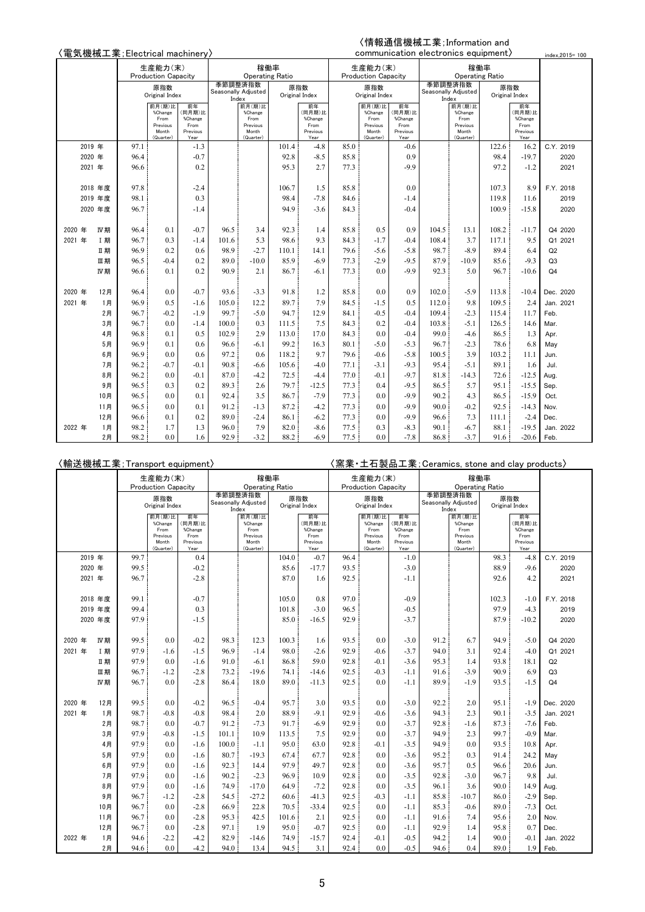index,2015= 100

## 〈電気機械工業;Electrical machinery〉 〈情報通信機械工業;Information and communication electronics equipment〉

| | 電気機械 生産能力(末) Production Capacity 原指数 Original Index | 前月(期)比 %Change From Previous Month (Quarter) | 前年(同月)比 %Change From Previous Year | 稼働率 Operating Ratio 季節調整済指数 Seasonally Adjusted Index | 前月(期)比 %Change From Previous Month (Quarter) | 原指数 Original Index | 前年(同月)比 %Change From Previous Year | 情報通信機械 生産能力(末) Production Capacity 原指数 Original Index | 前月(期)比 %Change From Previous Month (Quarter) | 前年(同月)比 %Change From Previous Year | 稼働率 Operating Ratio 季節調整済指数 Seasonally Adjusted Index | 前月(期)比 %Change From Previous Month (Quarter) | 原指数 Original Index | 前年(同月)比 %Change From Previous Year | |
|---|---|---|---|---|---|---|---|---|---|---|---|---|---|---|---|
| 2019 年 | 97.1 | | -1.3 | | | 101.4 | -4.8 | 85.0 | | -0.6 | | | 122.6 | 16.2 | C.Y. 2019 |
| 2020 年 | 96.4 | | -0.7 | | | 92.8 | -8.5 | 85.8 | | 0.9 | | | 98.4 | -19.7 | 2020 |
| 2021 年 | 96.6 | | 0.2 | | | 95.3 | 2.7 | 77.3 | | -9.9 | | | 97.2 | -1.2 | 2021 |
| 2018 年度 | 97.8 | | -2.4 | | | 106.7 | 1.5 | 85.8 | | 0.0 | | | 107.3 | 8.9 | F.Y. 2018 |
| 2019 年度 | 98.1 | | 0.3 | | | 98.4 | -7.8 | 84.6 | | -1.4 | | | 119.8 | 11.6 | 2019 |
| 2020 年度 | 96.7 | | -1.4 | | | 94.9 | -3.6 | 84.3 | | -0.4 | | | 100.9 | -15.8 | 2020 |
| 2020 年 Ⅳ期 | 96.4 | 0.1 | -0.7 | 96.5 | 3.4 | 92.3 | 1.4 | 85.8 | 0.5 | 0.9 | 104.5 | 13.1 | 108.2 | -11.7 | Q4 2020 |
| 2021 年 Ⅰ期 | 96.7 | 0.3 | -1.4 | 101.6 | 5.3 | 98.6 | 9.3 | 84.3 | -1.7 | -0.4 | 108.4 | 3.7 | 117.1 | 9.5 | Q1 2021 |
| Ⅱ期 | 96.9 | 0.2 | 0.6 | 98.9 | -2.7 | 110.1 | 14.1 | 79.6 | -5.6 | -5.8 | 98.7 | -8.9 | 89.4 | 6.4 | Q2 |
| Ⅲ期 | 96.5 | -0.4 | 0.2 | 89.0 | -10.0 | 85.9 | -6.9 | 77.3 | -2.9 | -9.5 | 87.9 | -10.9 | 85.6 | -9.3 | Q3 |
| Ⅳ期 | 96.6 | 0.1 | 0.2 | 90.9 | 2.1 | 86.7 | -6.1 | 77.3 | 0.0 | -9.9 | 92.3 | 5.0 | 96.7 | -10.6 | Q4 |
| 2020 年 12月 | 96.4 | 0.0 | -0.7 | 93.6 | -3.3 | 91.8 | 1.2 | 85.8 | 0.0 | 0.9 | 102.0 | -5.9 | 113.8 | -10.4 | Dec. 2020 |
| 2021 年 1月 | 96.9 | 0.5 | -1.6 | 105.0 | 12.2 | 89.7 | 7.9 | 84.5 | -1.5 | 0.5 | 112.0 | 9.8 | 109.5 | 2.4 | Jan. 2021 |
| 2月 | 96.7 | -0.2 | -1.9 | 99.7 | -5.0 | 94.7 | 12.9 | 84.1 | -0.5 | -0.4 | 109.4 | -2.3 | 115.4 | 11.7 | Feb. |
| 3月 | 96.7 | 0.0 | -1.4 | 100.0 | 0.3 | 111.5 | 7.5 | 84.3 | 0.2 | -0.4 | 103.8 | -5.1 | 126.5 | 14.6 | Mar. |
| 4月 | 96.8 | 0.1 | 0.5 | 102.9 | 2.9 | 113.0 | 17.0 | 84.3 | 0.0 | -0.4 | 99.0 | -4.6 | 86.5 | 1.3 | Apr. |
| 5月 | 96.9 | 0.1 | 0.6 | 96.6 | -6.1 | 99.2 | 16.3 | 80.1 | -5.0 | -5.3 | 96.7 | -2.3 | 78.6 | 6.8 | May |
| 6月 | 96.9 | 0.0 | 0.6 | 97.2 | 0.6 | 118.2 | 9.7 | 79.6 | -0.6 | -5.8 | 100.5 | 3.9 | 103.2 | 11.1 | Jun. |
| 7月 | 96.2 | -0.7 | -0.1 | 90.8 | -6.6 | 105.6 | -4.0 | 77.1 | -3.1 | -9.3 | 95.4 | -5.1 | 89.1 | 1.6 | Jul. |
| 8月 | 96.2 | 0.0 | -0.1 | 87.0 | -4.2 | 72.5 | -4.4 | 77.0 | -0.1 | -9.7 | 81.8 | -14.3 | 72.6 | -12.5 | Aug. |
| 9月 | 96.5 | 0.3 | 0.2 | 89.3 | 2.6 | 79.7 | -12.5 | 77.3 | 0.4 | -9.5 | 86.5 | 5.7 | 95.1 | -15.5 | Sep. |
| 10月 | 96.5 | 0.0 | 0.1 | 92.4 | 3.5 | 86.7 | -7.9 | 77.3 | 0.0 | -9.9 | 90.2 | 4.3 | 86.5 | -15.9 | Oct. |
| 11月 | 96.5 | 0.0 | 0.1 | 91.2 | -1.3 | 87.2 | -4.2 | 77.3 | 0.0 | -9.9 | 90.0 | -0.2 | 92.5 | -14.3 | Nov. |
| 12月 | 96.6 | 0.1 | 0.2 | 89.0 | -2.4 | 86.1 | -6.2 | 77.3 | 0.0 | -9.9 | 96.6 | 7.3 | 111.1 | -2.4 | Dec. |
| 2022 年 1月 | 98.2 | 1.7 | 1.3 | 96.0 | 7.9 | 82.0 | -8.6 | 77.5 | 0.3 | -8.3 | 90.1 | -6.7 | 88.1 | -19.5 | Jan. 2022 |
| 2月 | 98.2 | 0.0 | 1.6 | 92.9 | -3.2 | 88.2 | -6.9 | 77.5 | 0.0 | -7.8 | 86.8 | -3.7 | 91.6 | -20.6 | Feb. |

## 〈輸送機械工業;Transport equipment〉 〈窯業・土石製品工業;Ceramics, stone and clay products〉

| | 輸送機械 生産能力(末) Production Capacity 原指数 Original Index | 前月(期)比 %Change From Previous Month (Quarter) | 前年(同月)比 %Change From Previous Year | 稼働率 Operating Ratio 季節調整済指数 Seasonally Adjusted Index | 前月(期)比 %Change From Previous Month (Quarter) | 原指数 Original Index | 前年(同月)比 %Change From Previous Year | 窯業・土石 生産能力(末) Production Capacity 原指数 Original Index | 前月(期)比 %Change From Previous Month (Quarter) | 前年(同月)比 %Change From Previous Year | 稼働率 Operating Ratio 季節調整済指数 Seasonally Adjusted Index | 前月(期)比 %Change From Previous Month (Quarter) | 原指数 Original Index | 前年(同月)比 %Change From Previous Year | |
|---|---|---|---|---|---|---|---|---|---|---|---|---|---|---|---|
| 2019 年 | 99.7 | | 0.4 | | | 104.0 | -0.7 | 96.4 | | -1.0 | | | 98.3 | -4.8 | C.Y. 2019 |
| 2020 年 | 99.5 | | -0.2 | | | 85.6 | -17.7 | 93.5 | | -3.0 | | | 88.9 | -9.6 | 2020 |
| 2021 年 | 96.7 | | -2.8 | | | 87.0 | 1.6 | 92.5 | | -1.1 | | | 92.6 | 4.2 | 2021 |
| 2018 年度 | 99.1 | | -0.7 | | | 105.0 | 0.8 | 97.0 | | -0.9 | | | 102.3 | -1.0 | F.Y. 2018 |
| 2019 年度 | 99.4 | | 0.3 | | | 101.8 | -3.0 | 96.5 | | -0.5 | | | 97.9 | -4.3 | 2019 |
| 2020 年度 | 97.9 | | -1.5 | | | 85.0 | -16.5 | 92.9 | | -3.7 | | | 87.9 | -10.2 | 2020 |
| 2020 年 Ⅳ期 | 99.5 | 0.0 | -0.2 | 98.3 | 12.3 | 100.3 | 1.6 | 93.5 | 0.0 | -3.0 | 91.2 | 6.7 | 94.9 | -5.0 | Q4 2020 |
| 2021 年 Ⅰ期 | 97.9 | -1.6 | -1.5 | 96.9 | -1.4 | 98.0 | -2.6 | 92.9 | -0.6 | -3.7 | 94.0 | 3.1 | 92.4 | -4.0 | Q1 2021 |
| Ⅱ期 | 97.9 | 0.0 | -1.6 | 91.0 | -6.1 | 86.8 | 59.0 | 92.8 | -0.1 | -3.6 | 95.3 | 1.4 | 93.8 | 18.1 | Q2 |
| Ⅲ期 | 96.7 | -1.2 | -2.8 | 73.2 | -19.6 | 74.1 | -14.6 | 92.5 | -0.3 | -1.1 | 91.6 | -3.9 | 90.9 | 6.9 | Q3 |
| Ⅳ期 | 96.7 | 0.0 | -2.8 | 86.4 | 18.0 | 89.0 | -11.3 | 92.5 | 0.0 | -1.1 | 89.9 | -1.9 | 93.5 | -1.5 | Q4 |
| 2020 年 12月 | 99.5 | 0.0 | -0.2 | 96.5 | -0.4 | 95.7 | 3.0 | 93.5 | 0.0 | -3.0 | 92.2 | 2.0 | 95.1 | -1.9 | Dec. 2020 |
| 2021 年 1月 | 98.7 | -0.8 | -0.8 | 98.4 | 2.0 | 88.9 | -9.1 | 92.9 | -0.6 | -3.6 | 94.3 | 2.3 | 90.1 | -3.5 | Jan. 2021 |
| 2月 | 98.7 | 0.0 | -0.7 | 91.2 | -7.3 | 91.7 | -6.9 | 92.9 | 0.0 | -3.7 | 92.8 | -1.6 | 87.3 | -7.6 | Feb. |
| 3月 | 97.9 | -0.8 | -1.5 | 101.1 | 10.9 | 113.5 | 7.5 | 92.9 | 0.0 | -3.7 | 94.9 | 2.3 | 99.7 | -0.9 | Mar. |
| 4月 | 97.9 | 0.0 | -1.6 | 100.0 | -1.1 | 95.0 | 63.0 | 92.8 | -0.1 | -3.5 | 94.9 | 0.0 | 93.5 | 10.8 | Apr. |
| 5月 | 97.9 | 0.0 | -1.6 | 80.7 | -19.3 | 67.4 | 67.7 | 92.8 | 0.0 | -3.6 | 95.2 | 0.3 | 91.4 | 24.2 | May |
| 6月 | 97.9 | 0.0 | -1.6 | 92.3 | 14.4 | 97.9 | 49.7 | 92.8 | 0.0 | -3.6 | 95.7 | 0.5 | 96.6 | 20.6 | Jun. |
| 7月 | 97.9 | 0.0 | -1.6 | 90.2 | -2.3 | 96.9 | 10.9 | 92.8 | 0.0 | -3.5 | 92.8 | -3.0 | 96.7 | 9.8 | Jul. |
| 8月 | 97.9 | 0.0 | -1.6 | 74.9 | -17.0 | 64.9 | -7.2 | 92.8 | 0.0 | -3.5 | 96.1 | 3.6 | 90.0 | 14.9 | Aug. |
| 9月 | 96.7 | -1.2 | -2.8 | 54.5 | -27.2 | 60.6 | -41.3 | 92.5 | -0.3 | -1.1 | 85.8 | -10.7 | 86.0 | -2.9 | Sep. |
| 10月 | 96.7 | 0.0 | -2.8 | 66.9 | 22.8 | 70.5 | -33.4 | 92.5 | 0.0 | -1.1 | 85.3 | -0.6 | 89.0 | -7.3 | Oct. |
| 11月 | 96.7 | 0.0 | -2.8 | 95.3 | 42.5 | 101.6 | 2.1 | 92.5 | 0.0 | -1.1 | 91.6 | 7.4 | 95.6 | 2.0 | Nov. |
| 12月 | 96.7 | 0.0 | -2.8 | 97.1 | 1.9 | 95.0 | -0.7 | 92.5 | 0.0 | -1.1 | 92.9 | 1.4 | 95.8 | 0.7 | Dec. |
| 2022 年 1月 | 94.6 | -2.2 | -4.2 | 82.9 | -14.6 | 74.9 | -15.7 | 92.4 | -0.1 | -0.5 | 94.2 | 1.4 | 90.0 | -0.1 | Jan. 2022 |
| 2月 | 94.6 | 0.0 | -4.2 | 94.0 | 13.4 | 94.5 | 3.1 | 92.4 | 0.0 | -0.5 | 94.6 | 0.4 | 89.0 | 1.9 | Feb. |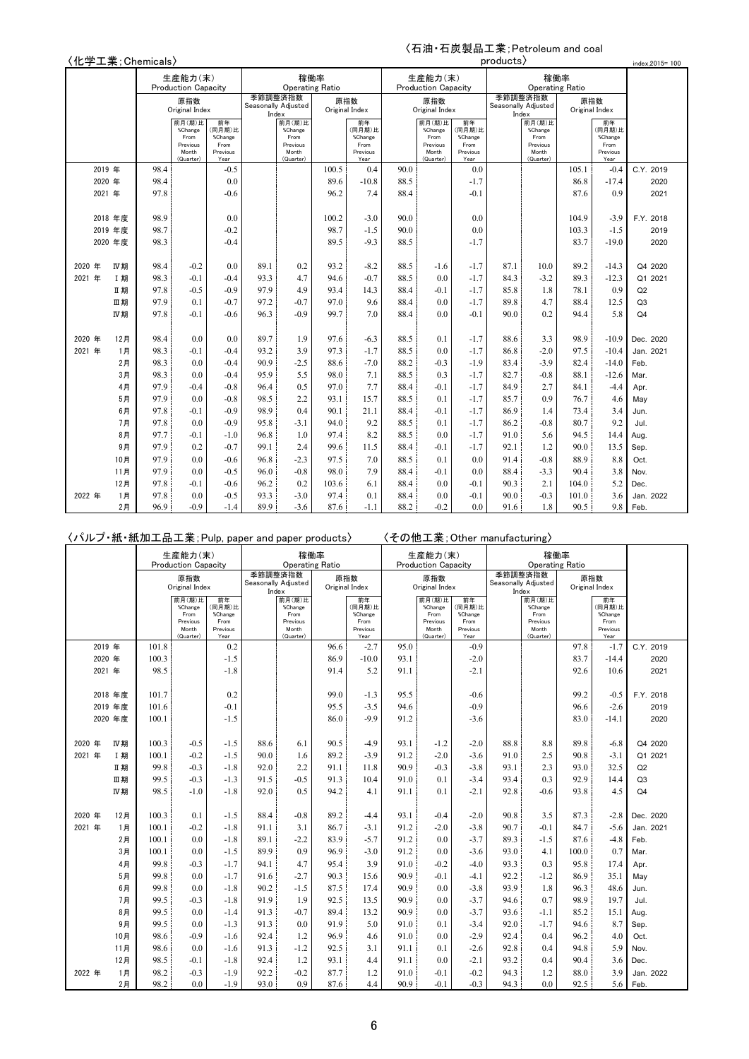〈化学工業;Chemicals〉

〈石油・石炭製品工業;Petroleum and coal products〉

index,2015= 100

| | 化学工業 生産能力(末) Production Capacity 原指数 Original Index | 前月(期)比 %Change From Previous Month (Quarter) | 前年(同月期)比 %Change From Previous Year | 稼働率 Operating Ratio 季節調整済指数 Seasonally Adjusted Index | 前月(期)比 %Change From Previous Month (Quarter) | 原指数 Original Index | 前年(同月期)比 %Change From Previous Year | 石油・石炭製品工業 生産能力(末) Production Capacity 原指数 Original Index | 前月(期)比 %Change From Previous Month (Quarter) | 前年(同月期)比 %Change From Previous Year | 稼働率 Operating Ratio 季節調整済指数 Seasonally Adjusted Index | 前月(期)比 %Change From Previous Month (Quarter) | 原指数 Original Index | 前年(同月期)比 %Change From Previous Year | |
|---|---|---|---|---|---|---|---|---|---|---|---|---|---|---|---|
| 2019 年 | 98.4 | | -0.5 | | | 100.5 | 0.4 | 90.0 | | 0.0 | | | 105.1 | -0.4 | C.Y. 2019 |
| 2020 年 | 98.4 | | 0.0 | | | 89.6 | -10.8 | 88.5 | | -1.7 | | | 86.8 | -17.4 | 2020 |
| 2021 年 | 97.8 | | -0.6 | | | 96.2 | 7.4 | 88.4 | | -0.1 | | | 87.6 | 0.9 | 2021 |
| 2018 年度 | 98.9 | | 0.0 | | | 100.2 | -3.0 | 90.0 | | 0.0 | | | 104.9 | -3.9 | F.Y. 2018 |
| 2019 年度 | 98.7 | | -0.2 | | | 98.7 | -1.5 | 90.0 | | 0.0 | | | 103.3 | -1.5 | 2019 |
| 2020 年度 | 98.3 | | -0.4 | | | 89.5 | -9.3 | 88.5 | | -1.7 | | | 83.7 | -19.0 | 2020 |
| 2020 年 Ⅳ期 | 98.4 | -0.2 | 0.0 | 89.1 | 0.2 | 93.2 | -8.2 | 88.5 | -1.6 | -1.7 | 87.1 | 10.0 | 89.2 | -14.3 | Q4 2020 |
| 2021 年 Ⅰ期 | 98.3 | -0.1 | -0.4 | 93.3 | 4.7 | 94.6 | -0.7 | 88.5 | 0.0 | -1.7 | 84.3 | -3.2 | 89.3 | -12.3 | Q1 2021 |
| Ⅱ期 | 97.8 | -0.5 | -0.9 | 97.9 | 4.9 | 93.4 | 14.3 | 88.4 | -0.1 | -1.7 | 85.8 | 1.8 | 78.1 | 0.9 | Q2 |
| Ⅲ期 | 97.9 | 0.1 | -0.7 | 97.2 | -0.7 | 97.0 | 9.6 | 88.4 | 0.0 | -1.7 | 89.8 | 4.7 | 88.4 | 12.5 | Q3 |
| Ⅳ期 | 97.8 | -0.1 | -0.6 | 96.3 | -0.9 | 99.7 | 7.0 | 88.4 | 0.0 | -0.1 | 90.0 | 0.2 | 94.4 | 5.8 | Q4 |
| 2020 年 12月 | 98.4 | 0.0 | 0.0 | 89.7 | 1.9 | 97.6 | -6.3 | 88.5 | 0.1 | -1.7 | 88.6 | 3.3 | 98.9 | -10.9 | Dec. 2020 |
| 2021 年 1月 | 98.3 | -0.1 | -0.4 | 93.2 | 3.9 | 97.3 | -1.7 | 88.5 | 0.0 | -1.7 | 86.8 | -2.0 | 97.5 | -10.4 | Jan. 2021 |
| 2月 | 98.3 | 0.0 | -0.4 | 90.9 | -2.5 | 88.6 | -7.0 | 88.2 | -0.3 | -1.9 | 83.4 | -3.9 | 82.4 | -14.0 | Feb. |
| 3月 | 98.3 | 0.0 | -0.4 | 95.9 | 5.5 | 98.0 | 7.1 | 88.5 | 0.3 | -1.7 | 82.7 | -0.8 | 88.1 | -12.6 | Mar. |
| 4月 | 97.9 | -0.4 | -0.8 | 96.4 | 0.5 | 97.0 | 7.7 | 88.4 | -0.1 | -1.7 | 84.9 | 2.7 | 84.1 | -4.4 | Apr. |
| 5月 | 97.9 | 0.0 | -0.8 | 98.5 | 2.2 | 93.1 | 15.7 | 88.5 | 0.1 | -1.7 | 85.7 | 0.9 | 76.7 | 4.6 | May |
| 6月 | 97.8 | -0.1 | -0.9 | 98.9 | 0.4 | 90.1 | 21.1 | 88.4 | -0.1 | -1.7 | 86.9 | 1.4 | 73.4 | 3.4 | Jun. |
| 7月 | 97.8 | 0.0 | -0.9 | 95.8 | -3.1 | 94.0 | 9.2 | 88.5 | 0.1 | -1.7 | 86.2 | -0.8 | 80.7 | 9.2 | Jul. |
| 8月 | 97.7 | -0.1 | -1.0 | 96.8 | 1.0 | 97.4 | 8.2 | 88.5 | 0.0 | -1.7 | 91.0 | 5.6 | 94.5 | 14.4 | Aug. |
| 9月 | 97.9 | 0.2 | -0.7 | 99.1 | 2.4 | 99.6 | 11.5 | 88.4 | -0.1 | -1.7 | 92.1 | 1.2 | 90.0 | 13.5 | Sep. |
| 10月 | 97.9 | 0.0 | -0.6 | 96.8 | -2.3 | 97.5 | 7.0 | 88.5 | 0.1 | 0.0 | 91.4 | -0.8 | 88.9 | 8.8 | Oct. |
| 11月 | 97.9 | 0.0 | -0.5 | 96.0 | -0.8 | 98.0 | 7.9 | 88.4 | -0.1 | 0.0 | 88.4 | -3.3 | 90.4 | 3.8 | Nov. |
| 12月 | 97.8 | -0.1 | -0.6 | 96.2 | 0.2 | 103.6 | 6.1 | 88.4 | 0.0 | -0.1 | 90.3 | 2.1 | 104.0 | 5.2 | Dec. |
| 2022 年 1月 | 97.8 | 0.0 | -0.5 | 93.3 | -3.0 | 97.4 | 0.1 | 88.4 | 0.0 | -0.1 | 90.0 | -0.3 | 101.0 | 3.6 | Jan. 2022 |
| 2月 | 96.9 | -0.9 | -1.4 | 89.9 | -3.6 | 87.6 | -1.1 | 88.2 | -0.2 | 0.0 | 91.6 | 1.8 | 90.5 | 9.8 | Feb. |

〈パルプ・紙・紙加工品工業;Pulp, paper and paper products〉

〈その他工業;Other manufacturing〉

| | パルプ・紙・紙加工品工業 生産能力(末) Production Capacity 原指数 Original Index | 前月(期)比 %Change From Previous Month (Quarter) | 前年(同月期)比 %Change From Previous Year | 稼働率 Operating Ratio 季節調整済指数 Seasonally Adjusted Index | 前月(期)比 %Change From Previous Month (Quarter) | 原指数 Original Index | 前年(同月期)比 %Change From Previous Year | その他工業 生産能力(末) Production Capacity 原指数 Original Index | 前月(期)比 %Change From Previous Month (Quarter) | 前年(同月期)比 %Change From Previous Year | 稼働率 Operating Ratio 季節調整済指数 Seasonally Adjusted Index | 前月(期)比 %Change From Previous Month (Quarter) | 原指数 Original Index | 前年(同月期)比 %Change From Previous Year | |
|---|---|---|---|---|---|---|---|---|---|---|---|---|---|---|---|
| 2019 年 | 101.8 | | 0.2 | | | 96.6 | -2.7 | 95.0 | | -0.9 | | | 97.8 | -1.7 | C.Y. 2019 |
| 2020 年 | 100.3 | | -1.5 | | | 86.9 | -10.0 | 93.1 | | -2.0 | | | 83.7 | -14.4 | 2020 |
| 2021 年 | 98.5 | | -1.8 | | | 91.4 | 5.2 | 91.1 | | -2.1 | | | 92.6 | 10.6 | 2021 |
| 2018 年度 | 101.7 | | 0.2 | | | 99.0 | -1.3 | 95.5 | | -0.6 | | | 99.2 | -0.5 | F.Y. 2018 |
| 2019 年度 | 101.6 | | -0.1 | | | 95.5 | -3.5 | 94.6 | | -0.9 | | | 96.6 | -2.6 | 2019 |
| 2020 年度 | 100.1 | | -1.5 | | | 86.0 | -9.9 | 91.2 | | -3.6 | | | 83.0 | -14.1 | 2020 |
| 2020 年 Ⅳ期 | 100.3 | -0.5 | -1.5 | 88.6 | 6.1 | 90.5 | -4.9 | 93.1 | -1.2 | -2.0 | 88.8 | 8.8 | 89.8 | -6.8 | Q4 2020 |
| 2021 年 Ⅰ期 | 100.1 | -0.2 | -1.5 | 90.0 | 1.6 | 89.2 | -3.9 | 91.2 | -2.0 | -3.6 | 91.0 | 2.5 | 90.8 | -3.1 | Q1 2021 |
| Ⅱ期 | 99.8 | -0.3 | -1.8 | 92.0 | 2.2 | 91.1 | 11.8 | 90.9 | -0.3 | -3.8 | 93.1 | 2.3 | 93.0 | 32.5 | Q2 |
| Ⅲ期 | 99.5 | -0.3 | -1.3 | 91.5 | -0.5 | 91.3 | 10.4 | 91.0 | 0.1 | -3.4 | 93.4 | 0.3 | 92.9 | 14.4 | Q3 |
| Ⅳ期 | 98.5 | -1.0 | -1.8 | 92.0 | 0.5 | 94.2 | 4.1 | 91.1 | 0.1 | -2.1 | 92.8 | -0.6 | 93.8 | 4.5 | Q4 |
| 2020 年 12月 | 100.3 | 0.1 | -1.5 | 88.4 | -0.8 | 89.2 | -4.4 | 93.1 | -0.4 | -2.0 | 90.8 | 3.5 | 87.3 | -2.8 | Dec. 2020 |
| 2021 年 1月 | 100.1 | -0.2 | -1.8 | 91.1 | 3.1 | 86.7 | -3.1 | 91.2 | -2.0 | -3.8 | 90.7 | -0.1 | 84.7 | -5.6 | Jan. 2021 |
| 2月 | 100.1 | 0.0 | -1.8 | 89.1 | -2.2 | 83.9 | -5.7 | 91.2 | 0.0 | -3.7 | 89.3 | -1.5 | 87.6 | -4.8 | Feb. |
| 3月 | 100.1 | 0.0 | -1.5 | 89.9 | 0.9 | 96.9 | -3.0 | 91.2 | 0.0 | -3.6 | 93.0 | 4.1 | 100.0 | 0.7 | Mar. |
| 4月 | 99.8 | -0.3 | -1.7 | 94.1 | 4.7 | 95.4 | 3.9 | 91.0 | -0.2 | -4.0 | 93.3 | 0.3 | 95.8 | 17.4 | Apr. |
| 5月 | 99.8 | 0.0 | -1.7 | 91.6 | -2.7 | 90.3 | 15.6 | 90.9 | -0.1 | -4.1 | 92.2 | -1.2 | 86.9 | 35.1 | May |
| 6月 | 99.8 | 0.0 | -1.8 | 90.2 | -1.5 | 87.5 | 17.4 | 90.9 | 0.0 | -3.8 | 93.9 | 1.8 | 96.3 | 48.6 | Jun. |
| 7月 | 99.5 | -0.3 | -1.8 | 91.9 | 1.9 | 92.5 | 13.5 | 90.9 | 0.0 | -3.7 | 94.6 | 0.7 | 98.9 | 19.7 | Jul. |
| 8月 | 99.5 | 0.0 | -1.4 | 91.3 | -0.7 | 89.4 | 13.2 | 90.9 | 0.0 | -3.7 | 93.6 | -1.1 | 85.2 | 15.1 | Aug. |
| 9月 | 99.5 | 0.0 | -1.3 | 91.3 | 0.0 | 91.9 | 5.0 | 91.0 | 0.1 | -3.4 | 92.0 | -1.7 | 94.6 | 8.7 | Sep. |
| 10月 | 98.6 | -0.9 | -1.6 | 92.4 | 1.2 | 96.9 | 4.6 | 91.0 | 0.0 | -2.9 | 92.4 | 0.4 | 96.2 | 4.0 | Oct. |
| 11月 | 98.6 | 0.0 | -1.6 | 91.3 | -1.2 | 92.5 | 3.1 | 91.1 | 0.1 | -2.6 | 92.8 | 0.4 | 94.8 | 5.9 | Nov. |
| 12月 | 98.5 | -0.1 | -1.8 | 92.4 | 1.2 | 93.1 | 4.4 | 91.1 | 0.0 | -2.1 | 93.2 | 0.4 | 90.4 | 3.6 | Dec. |
| 2022 年 1月 | 98.2 | -0.3 | -1.9 | 92.2 | -0.2 | 87.7 | 1.2 | 91.0 | -0.1 | -0.2 | 94.3 | 1.2 | 88.0 | 3.9 | Jan. 2022 |
| 2月 | 98.2 | 0.0 | -1.9 | 93.0 | 0.9 | 87.6 | 4.4 | 90.9 | -0.1 | -0.3 | 94.3 | 0.0 | 92.5 | 5.6 | Feb. |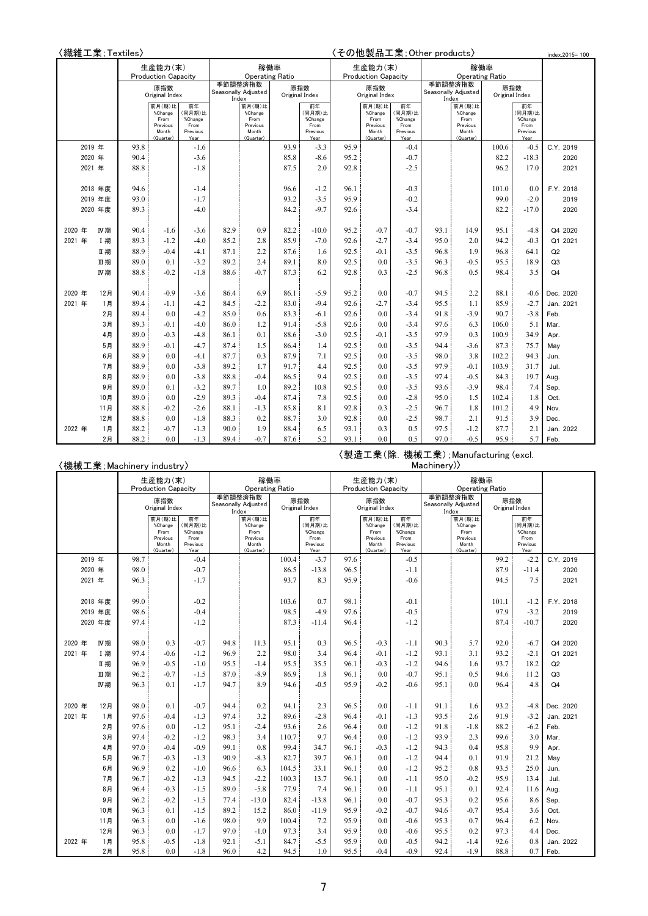index,2015= 100

## 〈繊維工業;Textiles〉 / 〈その他製品工業;Other products〉

| | 繊維工業 生産能力(末) Production Capacity 原指数 Original Index | 前月(期)比 %Change From Previous Month (Quarter) | 前年(同月)比 %Change From Previous Year | 稼働率 Operating Ratio 季節調整済指数 Seasonally Adjusted Index | 前月(期)比 %Change From Previous Month (Quarter) | 原指数 Original Index | 前年(同月)比 %Change From Previous Year | その他製品工業 生産能力(末) Production Capacity 原指数 Original Index | 前月(期)比 %Change From Previous Month (Quarter) | 前年(同月)比 %Change From Previous Year | 稼働率 Operating Ratio 季節調整済指数 Seasonally Adjusted Index | 前月(期)比 %Change From Previous Month (Quarter) | 原指数 Original Index | 前年(同月)比 %Change From Previous Year | |
|---|---|---|---|---|---|---|---|---|---|---|---|---|---|---|---|
| 2019 年 | 93.8 | | -1.6 | | | 93.9 | -3.3 | 95.9 | | -0.4 | | | 100.6 | -0.5 | C.Y. 2019 |
| 2020 年 | 90.4 | | -3.6 | | | 85.8 | -8.6 | 95.2 | | -0.7 | | | 82.2 | -18.3 | 2020 |
| 2021 年 | 88.8 | | -1.8 | | | 87.5 | 2.0 | 92.8 | | -2.5 | | | 96.2 | 17.0 | 2021 |
| 2018 年度 | 94.6 | | -1.4 | | | 96.6 | -1.2 | 96.1 | | -0.3 | | | 101.0 | 0.0 | F.Y. 2018 |
| 2019 年度 | 93.0 | | -1.7 | | | 93.2 | -3.5 | 95.9 | | -0.2 | | | 99.0 | -2.0 | 2019 |
| 2020 年度 | 89.3 | | -4.0 | | | 84.2 | -9.7 | 92.6 | | -3.4 | | | 82.2 | -17.0 | 2020 |
| 2020 年 IV期 | 90.4 | -1.6 | -3.6 | 82.9 | 0.9 | 82.2 | -10.0 | 95.2 | -0.7 | -0.7 | 93.1 | 14.9 | 95.1 | -4.8 | Q4 2020 |
| 2021 年 I 期 | 89.3 | -1.2 | -4.0 | 85.2 | 2.8 | 85.9 | -7.0 | 92.6 | -2.7 | -3.4 | 95.0 | 2.0 | 94.2 | -0.3 | Q1 2021 |
| II 期 | 88.9 | -0.4 | -4.1 | 87.1 | 2.2 | 87.6 | 1.6 | 92.5 | -0.1 | -3.5 | 96.8 | 1.9 | 96.8 | 64.1 | Q2 |
| III期 | 89.0 | 0.1 | -3.2 | 89.2 | 2.4 | 89.1 | 8.0 | 92.5 | 0.0 | -3.5 | 96.3 | -0.5 | 95.5 | 18.9 | Q3 |
| IV期 | 88.8 | -0.2 | -1.8 | 88.6 | -0.7 | 87.3 | 6.2 | 92.8 | 0.3 | -2.5 | 96.8 | 0.5 | 98.4 | 3.5 | Q4 |
| 2020 年 12月 | 90.4 | -0.9 | -3.6 | 86.4 | 6.9 | 86.1 | -5.9 | 95.2 | 0.0 | -0.7 | 94.5 | 2.2 | 88.1 | -0.6 | Dec. 2020 |
| 2021 年 1月 | 89.4 | -1.1 | -4.2 | 84.5 | -2.2 | 83.0 | -9.4 | 92.6 | -2.7 | -3.4 | 95.5 | 1.1 | 85.9 | -2.7 | Jan. 2021 |
| 2月 | 89.4 | 0.0 | -4.2 | 85.0 | 0.6 | 83.3 | -6.1 | 92.6 | 0.0 | -3.4 | 91.8 | -3.9 | 90.7 | -3.8 | Feb. |
| 3月 | 89.3 | -0.1 | -4.0 | 86.0 | 1.2 | 91.4 | -5.8 | 92.6 | 0.0 | -3.4 | 97.6 | 6.3 | 106.0 | 5.1 | Mar. |
| 4月 | 89.0 | -0.3 | -4.8 | 86.1 | 0.1 | 88.6 | -3.0 | 92.5 | -0.1 | -3.5 | 97.9 | 0.3 | 100.9 | 34.9 | Apr. |
| 5月 | 88.9 | -0.1 | -4.7 | 87.4 | 1.5 | 86.4 | 1.4 | 92.5 | 0.0 | -3.5 | 94.4 | -3.6 | 87.3 | 75.7 | May |
| 6月 | 88.9 | 0.0 | -4.1 | 87.7 | 0.3 | 87.9 | 7.1 | 92.5 | 0.0 | -3.5 | 98.0 | 3.8 | 102.2 | 94.3 | Jun. |
| 7月 | 88.9 | 0.0 | -3.8 | 89.2 | 1.7 | 91.7 | 4.4 | 92.5 | 0.0 | -3.5 | 97.9 | -0.1 | 103.9 | 31.7 | Jul. |
| 8月 | 88.9 | 0.0 | -3.8 | 88.8 | -0.4 | 86.5 | 9.4 | 92.5 | 0.0 | -3.5 | 97.4 | -0.5 | 84.3 | 19.7 | Aug. |
| 9月 | 89.0 | 0.1 | -3.2 | 89.7 | 1.0 | 89.2 | 10.8 | 92.5 | 0.0 | -3.5 | 93.6 | -3.9 | 98.4 | 7.4 | Sep. |
| 10月 | 89.0 | 0.0 | -2.9 | 89.3 | -0.4 | 87.4 | 7.8 | 92.5 | 0.0 | -2.8 | 95.0 | 1.5 | 102.4 | 1.8 | Oct. |
| 11月 | 88.8 | -0.2 | -2.6 | 88.1 | -1.3 | 85.8 | 8.1 | 92.8 | 0.3 | -2.5 | 96.7 | 1.8 | 101.2 | 4.9 | Nov. |
| 12月 | 88.8 | 0.0 | -1.8 | 88.3 | 0.2 | 88.7 | 3.0 | 92.8 | 0.0 | -2.5 | 98.7 | 2.1 | 91.5 | 3.9 | Dec. |
| 2022 年 1月 | 88.2 | -0.7 | -1.3 | 90.0 | 1.9 | 88.4 | 6.5 | 93.1 | 0.3 | 0.5 | 97.5 | -1.2 | 87.7 | 2.1 | Jan. 2022 |
| 2月 | 88.2 | 0.0 | -1.3 | 89.4 | -0.7 | 87.6 | 5.2 | 93.1 | 0.0 | 0.5 | 97.0 | -0.5 | 95.9 | 5.7 | Feb. |

## 〈機械工業;Machinery industry〉 / 〈製造工業(除. 機械工業);Manufacturing (excl. Machinery)〉

| | 機械工業 生産能力(末) Production Capacity 原指数 Original Index | 前月(期)比 %Change From Previous Month (Quarter) | 前年(同月)比 %Change From Previous Year | 稼働率 Operating Ratio 季節調整済指数 Seasonally Adjusted Index | 前月(期)比 %Change From Previous Month (Quarter) | 原指数 Original Index | 前年(同月)比 %Change From Previous Year | 製造工業(除. 機械工業) 生産能力(末) Production Capacity 原指数 Original Index | 前月(期)比 %Change From Previous Month (Quarter) | 前年(同月)比 %Change From Previous Year | 稼働率 Operating Ratio 季節調整済指数 Seasonally Adjusted Index | 前月(期)比 %Change From Previous Month (Quarter) | 原指数 Original Index | 前年(同月)比 %Change From Previous Year | |
|---|---|---|---|---|---|---|---|---|---|---|---|---|---|---|---|
| 2019 年 | 98.7 | | -0.4 | | | 100.4 | -3.7 | 97.6 | | -0.5 | | | 99.2 | -2.2 | C.Y. 2019 |
| 2020 年 | 98.0 | | -0.7 | | | 86.5 | -13.8 | 96.5 | | -1.1 | | | 87.9 | -11.4 | 2020 |
| 2021 年 | 96.3 | | -1.7 | | | 93.7 | 8.3 | 95.9 | | -0.6 | | | 94.5 | 7.5 | 2021 |
| 2018 年度 | 99.0 | | -0.2 | | | 103.6 | 0.7 | 98.1 | | -0.1 | | | 101.1 | -1.2 | F.Y. 2018 |
| 2019 年度 | 98.6 | | -0.4 | | | 98.5 | -4.9 | 97.6 | | -0.5 | | | 97.9 | -3.2 | 2019 |
| 2020 年度 | 97.4 | | -1.2 | | | 87.3 | -11.4 | 96.4 | | -1.2 | | | 87.4 | -10.7 | 2020 |
| 2020 年 IV期 | 98.0 | 0.3 | -0.7 | 94.8 | 11.3 | 95.1 | 0.3 | 96.5 | -0.3 | -1.1 | 90.3 | 5.7 | 92.0 | -6.7 | Q4 2020 |
| 2021 年 I 期 | 97.4 | -0.6 | -1.2 | 96.9 | 2.2 | 98.0 | 3.4 | 96.4 | -0.1 | -1.2 | 93.1 | 3.1 | 93.2 | -2.1 | Q1 2021 |
| II 期 | 96.9 | -0.5 | -1.0 | 95.5 | -1.4 | 95.5 | 35.5 | 96.1 | -0.3 | -1.2 | 94.6 | 1.6 | 93.7 | 18.2 | Q2 |
| III期 | 96.2 | -0.7 | -1.5 | 87.0 | -8.9 | 86.9 | 1.8 | 96.1 | 0.0 | -0.7 | 95.1 | 0.5 | 94.6 | 11.2 | Q3 |
| IV期 | 96.3 | 0.1 | -1.7 | 94.7 | 8.9 | 94.6 | -0.5 | 95.9 | -0.2 | -0.6 | 95.1 | 0.0 | 96.4 | 4.8 | Q4 |
| 2020 年 12月 | 98.0 | 0.1 | -0.7 | 94.4 | 0.2 | 94.1 | 2.3 | 96.5 | 0.0 | -1.1 | 91.1 | 1.6 | 93.2 | -4.8 | Dec. 2020 |
| 2021 年 1月 | 97.6 | -0.4 | -1.3 | 97.4 | 3.2 | 89.6 | -2.8 | 96.4 | -0.1 | -1.3 | 93.5 | 2.6 | 91.9 | -3.2 | Jan. 2021 |
| 2月 | 97.6 | 0.0 | -1.2 | 95.1 | -2.4 | 93.6 | 2.6 | 96.4 | 0.0 | -1.2 | 91.8 | -1.8 | 88.2 | -6.2 | Feb. |
| 3月 | 97.4 | -0.2 | -1.2 | 98.3 | 3.4 | 110.7 | 9.7 | 96.4 | 0.0 | -1.2 | 93.9 | 2.3 | 99.6 | 3.0 | Mar. |
| 4月 | 97.0 | -0.4 | -0.9 | 99.1 | 0.8 | 99.4 | 34.7 | 96.1 | -0.3 | -1.2 | 94.3 | 0.4 | 95.8 | 9.9 | Apr. |
| 5月 | 96.7 | -0.3 | -1.3 | 90.9 | -8.3 | 82.7 | 39.7 | 96.1 | 0.0 | -1.2 | 94.4 | 0.1 | 91.9 | 21.2 | May |
| 6月 | 96.9 | 0.2 | -1.0 | 96.6 | 6.3 | 104.5 | 33.1 | 96.1 | 0.0 | -1.2 | 95.2 | 0.8 | 93.5 | 25.0 | Jun. |
| 7月 | 96.7 | -0.2 | -1.3 | 94.5 | -2.2 | 100.3 | 13.7 | 96.1 | 0.0 | -1.1 | 95.0 | -0.2 | 95.9 | 13.4 | Jul. |
| 8月 | 96.4 | -0.3 | -1.5 | 89.0 | -5.8 | 77.9 | 7.4 | 96.1 | 0.0 | -1.1 | 95.1 | 0.1 | 92.4 | 11.6 | Aug. |
| 9月 | 96.2 | -0.2 | -1.5 | 77.4 | -13.0 | 82.4 | -13.8 | 96.1 | 0.0 | -0.7 | 95.3 | 0.2 | 95.6 | 8.6 | Sep. |
| 10月 | 96.3 | 0.1 | -1.5 | 89.2 | 15.2 | 86.0 | -11.9 | 95.9 | -0.2 | -0.7 | 94.6 | -0.7 | 95.4 | 3.6 | Oct. |
| 11月 | 96.3 | 0.0 | -1.6 | 98.0 | 9.9 | 100.4 | 7.2 | 95.9 | 0.0 | -0.6 | 95.3 | 0.7 | 96.4 | 6.2 | Nov. |
| 12月 | 96.3 | 0.0 | -1.7 | 97.0 | -1.0 | 97.3 | 3.4 | 95.9 | 0.0 | -0.6 | 95.5 | 0.2 | 97.3 | 4.4 | Dec. |
| 2022 年 1月 | 95.8 | -0.5 | -1.8 | 92.1 | -5.1 | 84.7 | -5.5 | 95.9 | 0.0 | -0.5 | 94.2 | -1.4 | 92.6 | 0.8 | Jan. 2022 |
| 2月 | 95.8 | 0.0 | -1.8 | 96.0 | 4.2 | 94.5 | 1.0 | 95.5 | -0.4 | -0.9 | 92.4 | -1.9 | 88.8 | 0.7 | Feb. |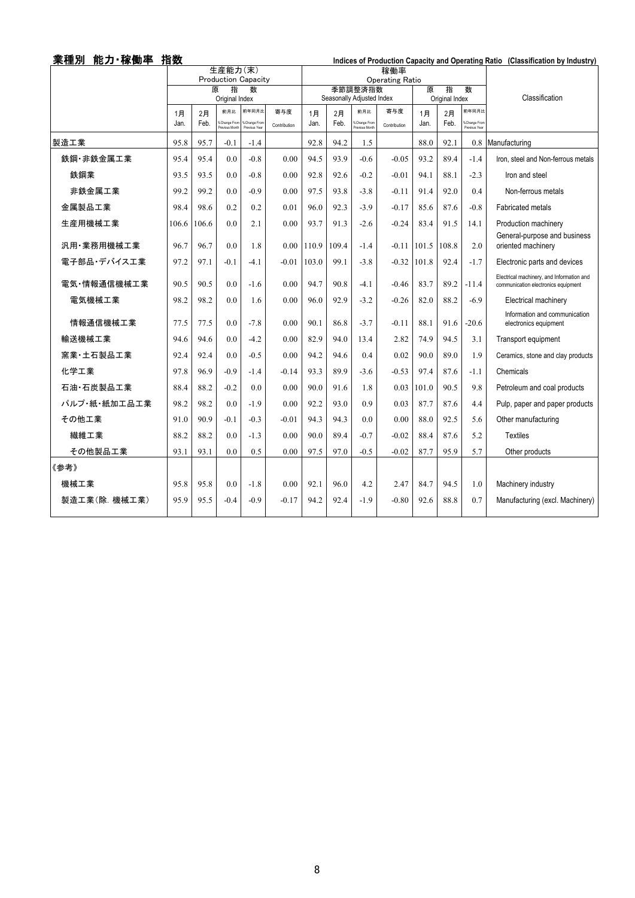## 業種別 能力・稼働率 指数

**Indices of Production Capacity and Operating Ratio (Classification by Industry)**

| | 生産能力（末） Production Capacity 原指数 Original Index | | | | | 稼働率 Operating Ratio 季節調整済指数 Seasonally Adjusted Index | | | | 原指数 Original Index | | | Classification |
|---|---|---|---|---|---|---|---|---|---|---|---|---|---|
| | 1月 Jan. | 2月 Feb. | 前月比 %Change From Previous Month | 前年同月比 %Change From Previous Year | 寄与度 Contribution | 1月 Jan. | 2月 Feb. | 前月比 %Change From Previous Month | 寄与度 Contribution | 1月 Jan. | 2月 Feb. | 前年同月比 %Change From Previous Year | |
| 製造工業 | 95.8 | 95.7 | -0.1 | -1.4 | | 92.8 | 94.2 | 1.5 | | 88.0 | 92.1 | 0.8 | Manufacturing |
| 鉄鋼・非鉄金属工業 | 95.4 | 95.4 | 0.0 | -0.8 | 0.00 | 94.5 | 93.9 | -0.6 | -0.05 | 93.2 | 89.4 | -1.4 | Iron, steel and Non-ferrous metals |
| 鉄鋼業 | 93.5 | 93.5 | 0.0 | -0.8 | 0.00 | 92.8 | 92.6 | -0.2 | -0.01 | 94.1 | 88.1 | -2.3 | Iron and steel |
| 非鉄金属工業 | 99.2 | 99.2 | 0.0 | -0.9 | 0.00 | 97.5 | 93.8 | -3.8 | -0.11 | 91.4 | 92.0 | 0.4 | Non-ferrous metals |
| 金属製品工業 | 98.4 | 98.6 | 0.2 | 0.2 | 0.01 | 96.0 | 92.3 | -3.9 | -0.17 | 85.6 | 87.6 | -0.8 | Fabricated metals |
| 生産用機械工業 | 106.6 | 106.6 | 0.0 | 2.1 | 0.00 | 93.7 | 91.3 | -2.6 | -0.24 | 83.4 | 91.5 | 14.1 | Production machinery |
| 汎用・業務用機械工業 | 96.7 | 96.7 | 0.0 | 1.8 | 0.00 | 110.9 | 109.4 | -1.4 | -0.11 | 101.5 | 108.8 | 2.0 | General-purpose and business oriented machinery |
| 電子部品・デバイス工業 | 97.2 | 97.1 | -0.1 | -4.1 | -0.01 | 103.0 | 99.1 | -3.8 | -0.32 | 101.8 | 92.4 | -1.7 | Electronic parts and devices |
| 電気・情報通信機械工業 | 90.5 | 90.5 | 0.0 | -1.6 | 0.00 | 94.7 | 90.8 | -4.1 | -0.46 | 83.7 | 89.2 | -11.4 | Electrical machinery, and Information and communication electronics equipment |
| 電気機械工業 | 98.2 | 98.2 | 0.0 | 1.6 | 0.00 | 96.0 | 92.9 | -3.2 | -0.26 | 82.0 | 88.2 | -6.9 | Electrical machinery |
| 情報通信機械工業 | 77.5 | 77.5 | 0.0 | -7.8 | 0.00 | 90.1 | 86.8 | -3.7 | -0.11 | 88.1 | 91.6 | -20.6 | Information and communication electronics equipment |
| 輸送機械工業 | 94.6 | 94.6 | 0.0 | -4.2 | 0.00 | 82.9 | 94.0 | 13.4 | 2.82 | 74.9 | 94.5 | 3.1 | Transport equipment |
| 窯業・土石製品工業 | 92.4 | 92.4 | 0.0 | -0.5 | 0.00 | 94.2 | 94.6 | 0.4 | 0.02 | 90.0 | 89.0 | 1.9 | Ceramics, stone and clay products |
| 化学工業 | 97.8 | 96.9 | -0.9 | -1.4 | -0.14 | 93.3 | 89.9 | -3.6 | -0.53 | 97.4 | 87.6 | -1.1 | Chemicals |
| 石油・石炭製品工業 | 88.4 | 88.2 | -0.2 | 0.0 | 0.00 | 90.0 | 91.6 | 1.8 | 0.03 | 101.0 | 90.5 | 9.8 | Petroleum and coal products |
| パルプ・紙・紙加工品工業 | 98.2 | 98.2 | 0.0 | -1.9 | 0.00 | 92.2 | 93.0 | 0.9 | 0.03 | 87.7 | 87.6 | 4.4 | Pulp, paper and paper products |
| その他工業 | 91.0 | 90.9 | -0.1 | -0.3 | -0.01 | 94.3 | 94.3 | 0.0 | 0.00 | 88.0 | 92.5 | 5.6 | Other manufacturing |
| 繊維工業 | 88.2 | 88.2 | 0.0 | -1.3 | 0.00 | 90.0 | 89.4 | -0.7 | -0.02 | 88.4 | 87.6 | 5.2 | Textiles |
| その他製品工業 | 93.1 | 93.1 | 0.0 | 0.5 | 0.00 | 97.5 | 97.0 | -0.5 | -0.02 | 87.7 | 95.9 | 5.7 | Other products |
| 《参考》 | | | | | | | | | | | | | |
| 機械工業 | 95.8 | 95.8 | 0.0 | -1.8 | 0.00 | 92.1 | 96.0 | 4.2 | 2.47 | 84.7 | 94.5 | 1.0 | Machinery industry |
| 製造工業（除. 機械工業） | 95.9 | 95.5 | -0.4 | -0.9 | -0.17 | 94.2 | 92.4 | -1.9 | -0.80 | 92.6 | 88.8 | 0.7 | Manufacturing (excl. Machinery) |